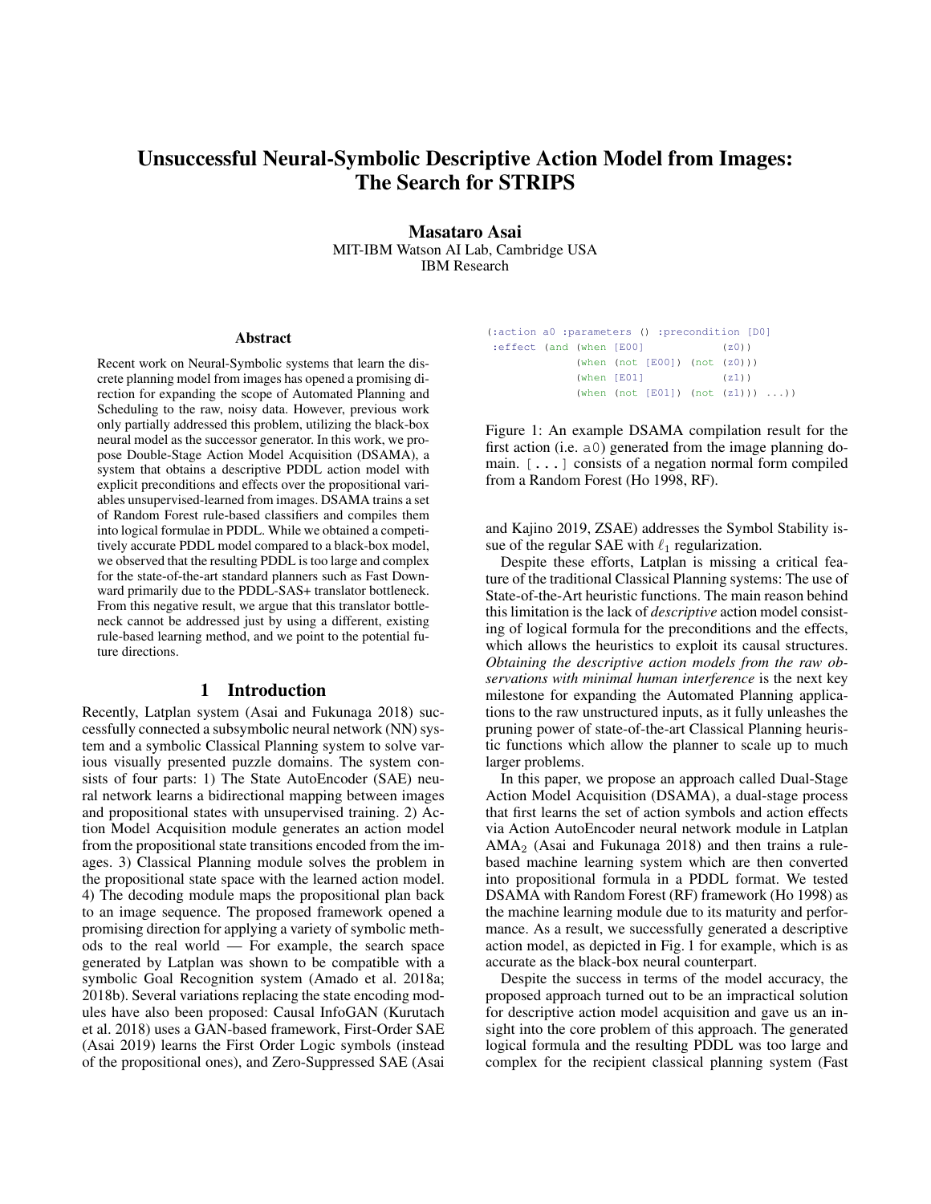# Unsuccessful Neural-Symbolic Descriptive Action Model from Images: The Search for STRIPS

**Masataro Asai**
MIT-IBM Watson AI Lab, Cambridge USA
IBM Research

### Abstract

Recent work on Neural-Symbolic systems that learn the discrete planning model from images has opened a promising direction for expanding the scope of Automated Planning and Scheduling to the raw, noisy data. However, previous work only partially addressed this problem, utilizing the black-box neural model as the successor generator. In this work, we propose Double-Stage Action Model Acquisition (DSAMA), a system that obtains a descriptive PDDL action model with explicit preconditions and effects over the propositional variables unsupervised-learned from images. DSAMA trains a set of Random Forest rule-based classifiers and compiles them into logical formulae in PDDL. While we obtained a competitively accurate PDDL model compared to a black-box model, we observed that the resulting PDDL is too large and complex for the state-of-the-art standard planners such as Fast Downward primarily due to the PDDL-SAS+ translator bottleneck. From this negative result, we argue that this translator bottleneck cannot be addressed just by using a different, existing rule-based learning method, and we point to the potential future directions.

## 1 Introduction

Recently, Latplan system (Asai and Fukunaga 2018) successfully connected a subsymbolic neural network (NN) system and a symbolic Classical Planning system to solve various visually presented puzzle domains. The system consists of four parts: 1) The State AutoEncoder (SAE) neural network learns a bidirectional mapping between images and propositional states with unsupervised training. 2) Action Model Acquisition module generates an action model from the propositional state transitions encoded from the images. 3) Classical Planning module solves the problem in the propositional state space with the learned action model. 4) The decoding module maps the propositional plan back to an image sequence. The proposed framework opened a promising direction for applying a variety of symbolic methods to the real world — For example, the search space generated by Latplan was shown to be compatible with a symbolic Goal Recognition system (Amado et al. 2018a; 2018b). Several variations replacing the state encoding modules have also been proposed: Causal InfoGAN (Kurutach et al. 2018) uses a GAN-based framework, First-Order SAE (Asai 2019) learns the First Order Logic symbols (instead of the propositional ones), and Zero-Suppressed SAE (Asai and Kajino 2019, ZSAE) addresses the Symbol Stability issue of the regular SAE with $\ell_1$ regularization.

```
(:action a0 :parameters () :precondition [D0]
 :effect (and (when [E00]            (z0))
              (when (not [E00]) (not (z0)))
              (when [E01]            (z1))
              (when (not [E01]) (not (z1))) ...))
```

Figure 1: An example DSAMA compilation result for the first action (i.e. a0) generated from the image planning domain. [...] consists of a negation normal form compiled from a Random Forest (Ho 1998, RF).

Despite these efforts, Latplan is missing a critical feature of the traditional Classical Planning systems: The use of State-of-the-Art heuristic functions. The main reason behind this limitation is the lack of *descriptive* action model consisting of logical formula for the preconditions and the effects, which allows the heuristics to exploit its causal structures. *Obtaining the descriptive action models from the raw observations with minimal human interference* is the next key milestone for expanding the Automated Planning applications to the raw unstructured inputs, as it fully unleashes the pruning power of state-of-the-art Classical Planning heuristic functions which allow the planner to scale up to much larger problems.

In this paper, we propose an approach called Dual-Stage Action Model Acquisition (DSAMA), a dual-stage process that first learns the set of action symbols and action effects via Action AutoEncoder neural network module in Latplan $\text{AMA}_2$ (Asai and Fukunaga 2018) and then trains a rule-based machine learning system which are then converted into propositional formula in a PDDL format. We tested DSAMA with Random Forest (RF) framework (Ho 1998) as the machine learning module due to its maturity and performance. As a result, we successfully generated a descriptive action model, as depicted in Fig. 1 for example, which is as accurate as the black-box neural counterpart.

Despite the success in terms of the model accuracy, the proposed approach turned out to be an impractical solution for descriptive action model acquisition and gave us an insight into the core problem of this approach. The generated logical formula and the resulting PDDL was too large and complex for the recipient classical planning system (Fast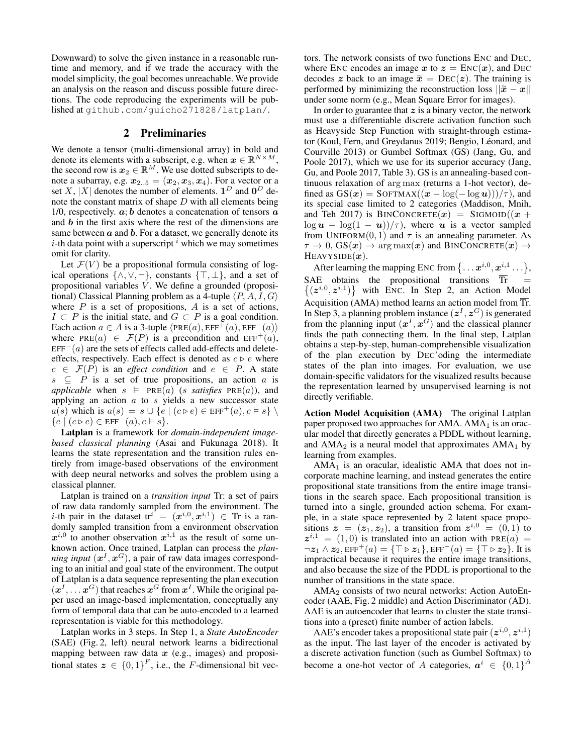Downward) to solve the given instance in a reasonable runtime and memory, and if we trade the accuracy with the model simplicity, the goal becomes unreachable. We provide an analysis on the reason and discuss possible future directions. The code reproducing the experiments will be published at github.com/guicho271828/latplan/.

## 2 Preliminaries

We denote a tensor (multi-dimensional array) in bold and denote its elements with a subscript, e.g. when $\boldsymbol{x} \in \mathbb{R}^{N \times M}$, the second row is $\boldsymbol{x}_2 \in \mathbb{R}^M$. We use dotted subscripts to denote a subarray, e.g. $\boldsymbol{x}_{2..5} = (\boldsymbol{x}_2, \boldsymbol{x}_3, \boldsymbol{x}_4)$. For a vector or a set $X$, $|X|$ denotes the number of elements. $\mathbf{1}^D$ and $\mathbf{0}^D$ denote the constant matrix of shape $D$ with all elements being 1/0, respectively. $\boldsymbol{a}; \boldsymbol{b}$ denotes a concatenation of tensors $\boldsymbol{a}$ and $\boldsymbol{b}$ in the first axis where the rest of the dimensions are same between $\boldsymbol{a}$ and $\boldsymbol{b}$. For a dataset, we generally denote its $i$-th data point with a superscript $^i$ which we may sometimes omit for clarity.

Let $\mathcal{F}(V)$ be a propositional formula consisting of logical operations $\{\wedge, \vee, \neg\}$, constants $\{\top, \bot\}$, and a set of propositional variables $V$. We define a grounded (propositional) Classical Planning problem as a 4-tuple $\langle P, A, I, G \rangle$ where $P$ is a set of propositions, $A$ is a set of actions, $I \subset P$ is the initial state, and $G \subset P$ is a goal condition. Each action $a \in A$ is a 3-tuple $\langle \text{PRE}(a), \text{EFF}^+(a), \text{EFF}^-(a) \rangle$ where $\text{PRE}(a) \in \mathcal{F}(P)$ is a precondition and $\text{EFF}^+(a)$, $\text{EFF}^-(a)$ are the sets of effects called add-effects and delete-effects, respectively. Each effect is denoted as $c \rhd e$ where $c \in \mathcal{F}(P)$ is an *effect condition* and $e \in P$. A state $s \subseteq P$ is a set of true propositions, an action $a$ is *applicable* when $s \vDash \text{PRE}(a)$ ($s$ *satisfies* $\text{PRE}(a)$), and applying an action $a$ to $s$ yields a new successor state $a(s)$ which is $a(s) = s \cup \{e \mid (c \rhd e) \in \text{EFF}^+(a), c \vDash s\} \setminus \{e \mid (c \rhd e) \in \text{EFF}^-(a), c \vDash s\}$.

**Latplan** is a framework for *domain-independent image-based classical planning* (Asai and Fukunaga 2018). It learns the state representation and the transition rules entirely from image-based observations of the environment with deep neural networks and solves the problem using a classical planner.

Latplan is trained on a *transition input* Tr: a set of pairs of raw data randomly sampled from the environment. The $i$-th pair in the dataset $\text{tr}^i = (\boldsymbol{x}^{i,0}, \boldsymbol{x}^{i,1}) \in \text{Tr}$ is a randomly sampled transition from a environment observation $\boldsymbol{x}^{i,0}$ to another observation $\boldsymbol{x}^{i,1}$ as the result of some unknown action. Once trained, Latplan can process the *planning input* $(\boldsymbol{x}^I, \boldsymbol{x}^G)$, a pair of raw data images corresponding to an initial and goal state of the environment. The output of Latplan is a data sequence representing the plan execution $(\boldsymbol{x}^I, \ldots \boldsymbol{x}^G)$ that reaches $\boldsymbol{x}^G$ from $\boldsymbol{x}^I$. While the original paper used an image-based implementation, conceptually any form of temporal data that can be auto-encoded to a learned representation is viable for this methodology.

Latplan works in 3 steps. In Step 1, a *State AutoEncoder* (SAE) (Fig. 2, left) neural network learns a bidirectional mapping between raw data $\boldsymbol{x}$ (e.g., images) and propositional states $\boldsymbol{z} \in \{0,1\}^F$, i.e., the $F$-dimensional bit vectors. The network consists of two functions ENC and DEC, where ENC encodes an image $\boldsymbol{x}$ to $\boldsymbol{z} = \text{ENC}(\boldsymbol{x})$, and DEC decodes $\boldsymbol{z}$ back to an image $\tilde{\boldsymbol{x}} = \text{DEC}(\boldsymbol{z})$. The training is performed by minimizing the reconstruction loss $||\tilde{\boldsymbol{x}} - \boldsymbol{x}||$ under some norm (e.g., Mean Square Error for images).

In order to guarantee that $\boldsymbol{z}$ is a binary vector, the network must use a differentiable discrete activation function such as Heavyside Step Function with straight-through estimator (Koul, Fern, and Greydanus 2019; Bengio, Léonard, and Courville 2013) or Gumbel Softmax (GS) (Jang, Gu, and Poole 2017), which we use for its superior accuracy (Jang, Gu, and Poole 2017, Table 3). GS is an annealing-based continuous relaxation of $\arg\max$ (returns a 1-hot vector), defined as $\text{GS}(\boldsymbol{x}) = \text{SOFTMAX}((\boldsymbol{x} - \log(-\log \boldsymbol{u})))/\tau)$, and its special case limited to 2 categories (Maddison, Mnih, and Teh 2017) is $\text{BINCONCRETE}(\boldsymbol{x}) = \text{SIGMOID}((\boldsymbol{x} + \log \boldsymbol{u} - \log(1 - \boldsymbol{u}))/\tau)$, where $\boldsymbol{u}$ is a vector sampled from $\text{UNIFORM}(0,1)$ and $\tau$ is an annealing parameter. As $\tau \to 0$, $\text{GS}(\boldsymbol{x}) \to \arg\max(\boldsymbol{x})$ and $\text{BINCONCRETE}(\boldsymbol{x}) \to \text{HEAVYSIDE}(\boldsymbol{x})$.

After learning the mapping ENC from $\{\ldots \boldsymbol{x}^{i,0}, \boldsymbol{x}^{i,1} \ldots\}$, SAE obtains the propositional transitions $\overline{\text{Tr}} = \{(\boldsymbol{z}^{i,0}, \boldsymbol{z}^{i,1})\}$ with ENC. In Step 2, an Action Model Acquisition (AMA) method learns an action model from $\overline{\text{Tr}}$. In Step 3, a planning problem instance $(\boldsymbol{z}^I, \boldsymbol{z}^G)$ is generated from the planning input $(\boldsymbol{x}^I, \boldsymbol{x}^G)$ and the classical planner finds the path connecting them. In the final step, Latplan obtains a step-by-step, human-comprehensible visualization of the plan execution by DEC'oding the intermediate states of the plan into images. For evaluation, we use domain-specific validators for the visualized results because the representation learned by unsupervised learning is not directly verifiable.

**Action Model Acquisition (AMA)** The original Latplan paper proposed two approaches for AMA. $\text{AMA}_1$ is an oracular model that directly generates a PDDL without learning, and $\text{AMA}_2$ is a neural model that approximates $\text{AMA}_1$ by learning from examples.

$\text{AMA}_1$ is an oracular, idealistic AMA that does not incorporate machine learning, and instead generates the entire propositional state transitions from the entire image transitions in the search space. Each propositional transition is turned into a single, grounded action schema. For example, in a state space represented by 2 latent space propositions $\boldsymbol{z} = (\boldsymbol{z}_1, \boldsymbol{z}_2)$, a transition from $\boldsymbol{z}^{i,0} = (0,1)$ to $\boldsymbol{z}^{i,1} = (1,0)$ is translated into an action with $\text{PRE}(a) = \neg \boldsymbol{z}_1 \wedge \boldsymbol{z}_2, \text{EFF}^+(a) = \{\top \rhd \boldsymbol{z}_1\}, \text{EFF}^-(a) = \{\top \rhd \boldsymbol{z}_2\}$. It is impractical because it requires the entire image transitions, and also because the size of the PDDL is proportional to the number of transitions in the state space.

$\text{AMA}_2$ consists of two neural networks: Action AutoEncoder (AAE, Fig. 2 middle) and Action Discriminator (AD). AAE is an autoencoder that learns to cluster the state transitions into a (preset) finite number of action labels.

AAE's encoder takes a propositional state pair $(\boldsymbol{z}^{i,0}, \boldsymbol{z}^{i,1})$ as the input. The last layer of the encoder is activated by a discrete activation function (such as Gumbel Softmax) to become a one-hot vector of $A$ categories, $\boldsymbol{a}^i \in \{0,1\}^A$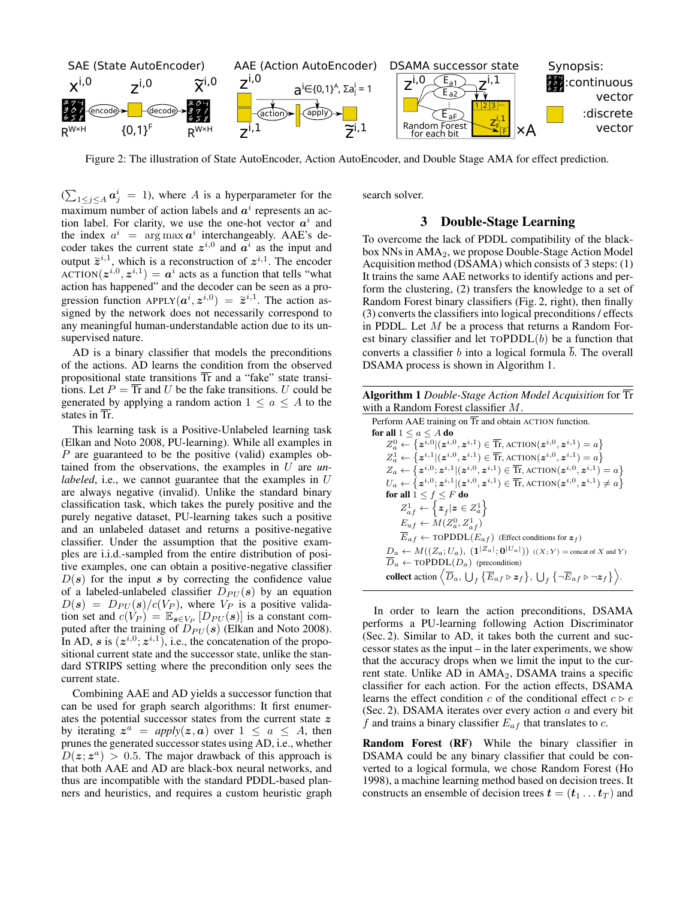Figure 2: The illustration of State AutoEncoder, Action AutoEncoder, and Double Stage AMA for effect prediction.

($\sum_{1\leq j \leq A} \boldsymbol{a}^i_j = 1$), where $A$ is a hyperparameter for the maximum number of action labels and $\boldsymbol{a}^i$ represents an action label. For clarity, we use the one-hot vector $\boldsymbol{a}^i$ and the index $a^i = \arg\max \boldsymbol{a}^i$ interchangeably. AAE's decoder takes the current state $\boldsymbol{z}^{i,0}$ and $\boldsymbol{a}^i$ as the input and output $\tilde{\boldsymbol{z}}^{i,1}$, which is a reconstruction of $\boldsymbol{z}^{i,1}$. The encoder $\text{ACTION}(\boldsymbol{z}^{i,0}, \boldsymbol{z}^{i,1}) = \boldsymbol{a}^i$ acts as a function that tells "what action has happened" and the decoder can be seen as a progression function $\text{APPLY}(\boldsymbol{a}^i, \boldsymbol{z}^{i,0}) = \tilde{\boldsymbol{z}}^{i,1}$. The action assigned by the network does not necessarily correspond to any meaningful human-understandable action due to its unsupervised nature.

AD is a binary classifier that models the preconditions of the actions. AD learns the condition from the observed propositional state transitions $\overline{\text{Tr}}$ and a "fake" state transitions. Let $P = \overline{\text{Tr}}$ and $U$ be the fake transitions. $U$ could be generated by applying a random action $1 \leq a \leq A$ to the states in $\overline{\text{Tr}}$.

This learning task is a Positive-Unlabeled learning task (Elkan and Noto 2008, PU-learning). While all examples in $P$ are guaranteed to be the positive (valid) examples obtained from the observations, the examples in $U$ are *unlabeled*, i.e., we cannot guarantee that the examples in $U$ are always negative (invalid). Unlike the standard binary classification task, which takes the purely positive and the purely negative dataset, PU-learning takes such a positive and an unlabeled dataset and returns a positive-negative classifier. Under the assumption that the positive examples are i.i.d.-sampled from the entire distribution of positive examples, one can obtain a positive-negative classifier $D(\boldsymbol{s})$ for the input $\boldsymbol{s}$ by correcting the confidence value of a labeled-unlabeled classifier $D_{PU}(\boldsymbol{s})$ by an equation $D(\boldsymbol{s}) = D_{PU}(\boldsymbol{s})/c(V_P)$, where $V_P$ is a positive validation set and $c(V_P) = \mathbb{E}_{\boldsymbol{s}\in V_P}[D_{PU}(\boldsymbol{s})]$ is a constant computed after the training of $D_{PU}(\boldsymbol{s})$ (Elkan and Noto 2008). In AD, $\boldsymbol{s}$ is $(\boldsymbol{z}^{i,0}; \boldsymbol{z}^{i,1})$, i.e., the concatenation of the propositional current state and the successor state, unlike the standard STRIPS setting where the precondition only sees the current state.

Combining AAE and AD yields a successor function that can be used for graph search algorithms: It first enumerates the potential successor states from the current state $\boldsymbol{z}$ by iterating $\boldsymbol{z}^a = apply(\boldsymbol{z}, \boldsymbol{a})$ over $1 \leq a \leq A$, then prunes the generated successor states using AD, i.e., whether $D(\boldsymbol{z}; \boldsymbol{z}^a) > 0.5$. The major drawback of this approach is that both AAE and AD are black-box neural networks, and thus are incompatible with the standard PDDL-based planners and heuristics, and requires a custom heuristic graph search solver.

## 3 Double-Stage Learning

To overcome the lack of PDDL compatibility of the black-box NNs in $\text{AMA}_2$, we propose Double-Stage Action Model Acquisition method (DSAMA) which consists of 3 steps: (1) It trains the same AAE networks to identify actions and perform the clustering, (2) transfers the knowledge to a set of Random Forest binary classifiers (Fig. 2, right), then finally (3) converts the classifiers into logical preconditions / effects in PDDL. Let $M$ be a process that returns a Random Forest binary classifier and let $\text{TOPDDL}(b)$ be a function that converts a classifier $b$ into a logical formula $\overline{b}$. The overall DSAMA process is shown in Algorithm 1.

**Algorithm 1** *Double-Stage Action Model Acquisition* for $\overline{\text{Tr}}$ with a Random Forest classifier $M$.

```
Perform AAE training on Tr and obtain ACTION function.
for all 1 ≤ a ≤ A do
    Z_a^0 ← { z^{i,0} | (z^{i,0}, z^{i,1}) ∈ Tr, ACTION(z^{i,0}, z^{i,1}) = a }
    Z_a^1 ← { z^{i,1} | (z^{i,0}, z^{i,1}) ∈ Tr, ACTION(z^{i,0}, z^{i,1}) = a }
    Z_a ← { z^{i,0}; z^{i,1} | (z^{i,0}, z^{i,1}) ∈ Tr, ACTION(z^{i,0}, z^{i,1}) = a }
    U_a ← { z^{i,0}; z^{i,1} | (z^{i,0}, z^{i,1}) ∈ Tr, ACTION(z^{i,0}, z^{i,1}) ≠ a }
    for all 1 ≤ f ≤ F do
        Z_{af}^1 ← { z_f | z ∈ Z_a^1 }
        E_{af} ← M(Z_a^0, Z_{af}^1)
        Ē_{af} ← TOPDDL(E_{af})   (Effect conditions for z_f)
    D_a ← M((Z_a; U_a), (1^{|Z_a|}; 0^{|U_a|}))   ((X; Y) = concat of X and Y)
    D̄_a ← TOPDDL(D_a)   (precondition)
    collect action ⟨ D̄_a, ∪_f { Ē_{af} ▷ z_f }, ∪_f { ¬Ē_{af} ▷ ¬z_f } ⟩.
```

In order to learn the action preconditions, DSAMA performs a PU-learning following Action Discriminator (Sec. 2). Similar to AD, it takes both the current and successor states as the input – in the later experiments, we show that the accuracy drops when we limit the input to the current state. Unlike AD in $\text{AMA}_2$, DSAMA trains a specific classifier for each action. For the action effects, DSAMA learns the effect condition $c$ of the conditional effect $c \triangleright e$ (Sec. 2). DSAMA iterates over every action $a$ and every bit $f$ and trains a binary classifier $E_{af}$ that translates to $c$.

**Random Forest (RF)** While the binary classifier in DSAMA could be any binary classifier that could be converted to a logical formula, we chose Random Forest (Ho 1998), a machine learning method based on decision trees. It constructs an ensemble of decision trees $\boldsymbol{t} = (\boldsymbol{t}_1 \dots \boldsymbol{t}_T)$ and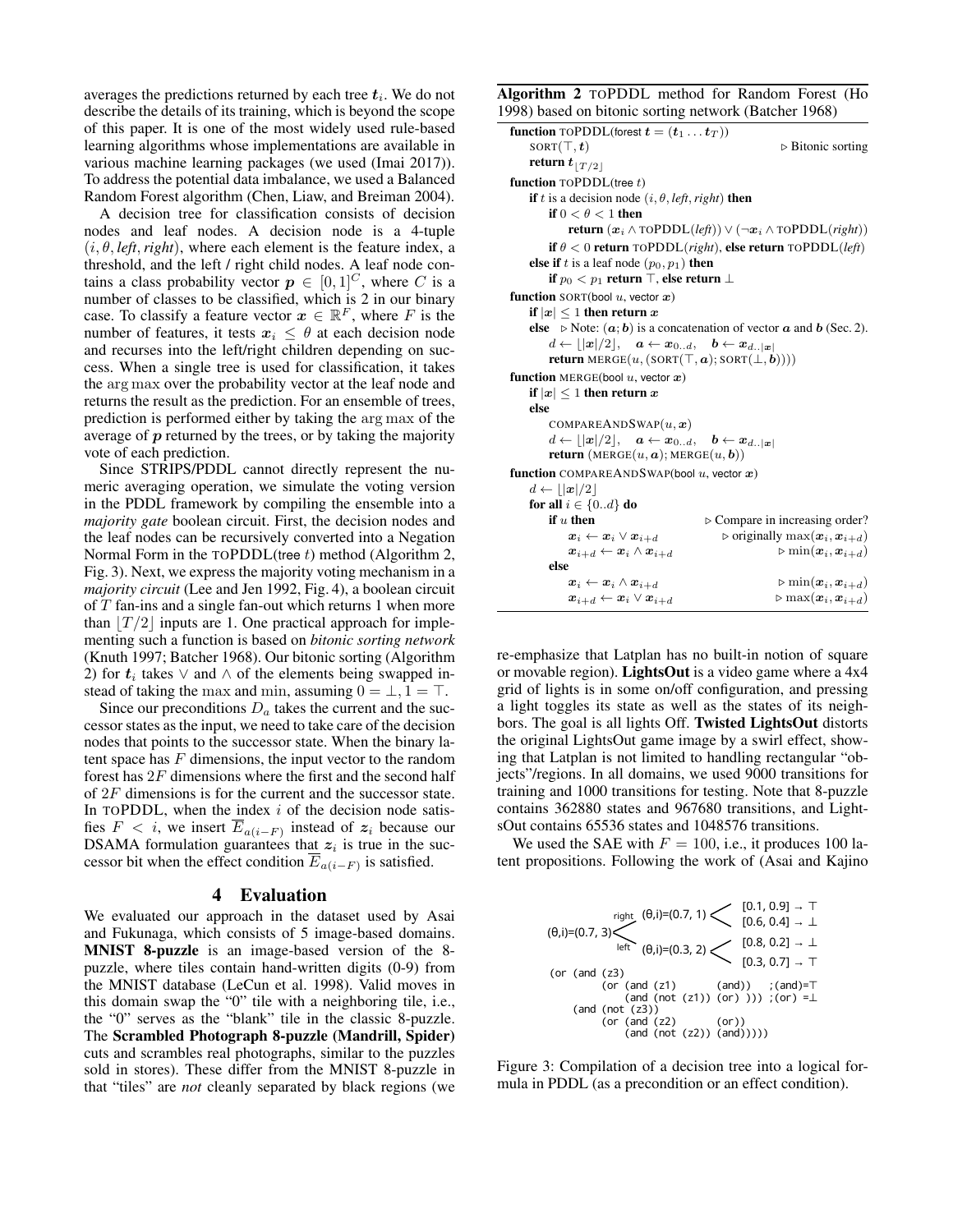averages the predictions returned by each tree $\boldsymbol{t}_i$. We do not describe the details of its training, which is beyond the scope of this paper. It is one of the most widely used rule-based learning algorithms whose implementations are available in various machine learning packages (we used (Imai 2017)). To address the potential data imbalance, we used a Balanced Random Forest algorithm (Chen, Liaw, and Breiman 2004).

A decision tree for classification consists of decision nodes and leaf nodes. A decision node is a 4-tuple $(i, \theta, \textit{left}, \textit{right})$, where each element is the feature index, a threshold, and the left / right child nodes. A leaf node contains a class probability vector $\boldsymbol{p} \in [0,1]^C$, where $C$ is a number of classes to be classified, which is 2 in our binary case. To classify a feature vector $\boldsymbol{x} \in \mathbb{R}^F$, where $F$ is the number of features, it tests $\boldsymbol{x}_i \leq \theta$ at each decision node and recurses into the left/right children depending on success. When a single tree is used for classification, it takes the $\arg\max$ over the probability vector at the leaf node and returns the result as the prediction. For an ensemble of trees, prediction is performed either by taking the $\arg\max$ of the average of $\boldsymbol{p}$ returned by the trees, or by taking the majority vote of each prediction.

Since STRIPS/PDDL cannot directly represent the numeric averaging operation, we simulate the voting version in the PDDL framework by compiling the ensemble into a *majority gate* boolean circuit. First, the decision nodes and the leaf nodes can be recursively converted into a Negation Normal Form in the TOPDDL(tree $t$) method (Algorithm 2, Fig. 3). Next, we express the majority voting mechanism in a *majority circuit* (Lee and Jen 1992, Fig. 4), a boolean circuit of $T$ fan-ins and a single fan-out which returns 1 when more than $\lfloor T/2 \rfloor$ inputs are 1. One practical approach for implementing such a function is based on *bitonic sorting network* (Knuth 1997; Batcher 1968). Our bitonic sorting (Algorithm 2) for $\boldsymbol{t}_i$ takes $\vee$ and $\wedge$ of the elements being swapped instead of taking the max and min, assuming $0 = \bot, 1 = \top$.

Since our preconditions $D_a$ takes the current and the successor states as the input, we need to take care of the decision nodes that points to the successor state. When the binary latent space has $F$ dimensions, the input vector to the random forest has $2F$ dimensions where the first and the second half of $2F$ dimensions is for the current and the successor state. In TOPDDL, when the index $i$ of the decision node satisfies $F < i$, we insert $\overline{E}_{a(i-F)}$ instead of $\boldsymbol{z}_i$ because our DSAMA formulation guarantees that $\boldsymbol{z}_i$ is true in the successor bit when the effect condition $\overline{E}_{a(i-F)}$ is satisfied.

**Algorithm 2** TOPDDL method for Random Forest (Ho 1998) based on bitonic sorting network (Batcher 1968)

```
function TOPDDL(forest t = (t_1 ... t_T))
    SORT(⊤, t)                                          ▷ Bitonic sorting
    return t_⌊T/2⌋
function TOPDDL(tree t)
    if t is a decision node (i, θ, left, right) then
        if 0 < θ < 1 then
            return (x_i ∧ TOPDDL(left)) ∨ (¬x_i ∧ TOPDDL(right))
        if θ < 0 return TOPDDL(right), else return TOPDDL(left)
    else if t is a leaf node (p_0, p_1) then
        if p_0 < p_1 return ⊤, else return ⊥
function SORT(bool u, vector x)
    if |x| ≤ 1 then return x
    else  ▷ Note: (a; b) is a concatenation of vector a and b (Sec. 2).
        d ← ⌊|x|/2⌋,   a ← x_{0..d},   b ← x_{d..|x|}
        return MERGE(u, (SORT(⊤, a); SORT(⊥, b)))
function MERGE(bool u, vector x)
    if |x| ≤ 1 then return x
    else
        COMPAREANDSWAP(u, x)
        d ← ⌊|x|/2⌋,   a ← x_{0..d},   b ← x_{d..|x|}
        return (MERGE(u, a); MERGE(u, b))
function COMPAREANDSWAP(bool u, vector x)
    d ← ⌊|x|/2⌋
    for all i ∈ {0..d} do
        if u then                          ▷ Compare in increasing order?
            x_i ← x_i ∨ x_{i+d}             ▷ originally max(x_i, x_{i+d})
            x_{i+d} ← x_i ∧ x_{i+d}         ▷ min(x_i, x_{i+d})
        else
            x_i ← x_i ∧ x_{i+d}             ▷ min(x_i, x_{i+d})
            x_{i+d} ← x_i ∨ x_{i+d}         ▷ max(x_i, x_{i+d})
```

## 4 Evaluation

We evaluated our approach in the dataset used by Asai and Fukunaga, which consists of 5 image-based domains. **MNIST 8-puzzle** is an image-based version of the 8-puzzle, where tiles contain hand-written digits (0-9) from the MNIST database (LeCun et al. 1998). Valid moves in this domain swap the "0" tile with a neighboring tile, i.e., the "0" serves as the "blank" tile in the classic 8-puzzle. The **Scrambled Photograph 8-puzzle (Mandrill, Spider)** cuts and scrambles real photographs, similar to the puzzles sold in stores). These differ from the MNIST 8-puzzle in that "tiles" are *not* cleanly separated by black regions (we re-emphasize that Latplan has no built-in notion of square or movable region). **LightsOut** is a video game where a 4x4 grid of lights is in some on/off configuration, and pressing a light toggles its state as well as the states of its neighbors. The goal is all lights Off. **Twisted LightsOut** distorts the original LightsOut game image by a swirl effect, showing that Latplan is not limited to handling rectangular "objects"/regions. In all domains, we used 9000 transitions for training and 1000 transitions for testing. Note that 8-puzzle contains 362880 states and 967680 transitions, and LightsOut contains 65536 states and 1048576 transitions.

We used the SAE with $F = 100$, i.e., it produces 100 latent propositions. Following the work of (Asai and Kajino

```
                        right  (θ,i)=(0.7, 1) <  [0.1, 0.9] → ⊤
                                                 [0.6, 0.4] → ⊥
(θ,i)=(0.7, 3) <
                        left   (θ,i)=(0.3, 2) <  [0.8, 0.2] → ⊥
                                                 [0.3, 0.7] → ⊤
(or (and (z3)
         (or (and (z1)       (and))   ;(and)=⊤
             (and (not (z1)) (or) ))) ;(or) =⊥
    (and (not (z3))
         (or (and (z2)       (or))
             (and (not (z2)) (and)))))
```

Figure 3: Compilation of a decision tree into a logical formula in PDDL (as a precondition or an effect condition).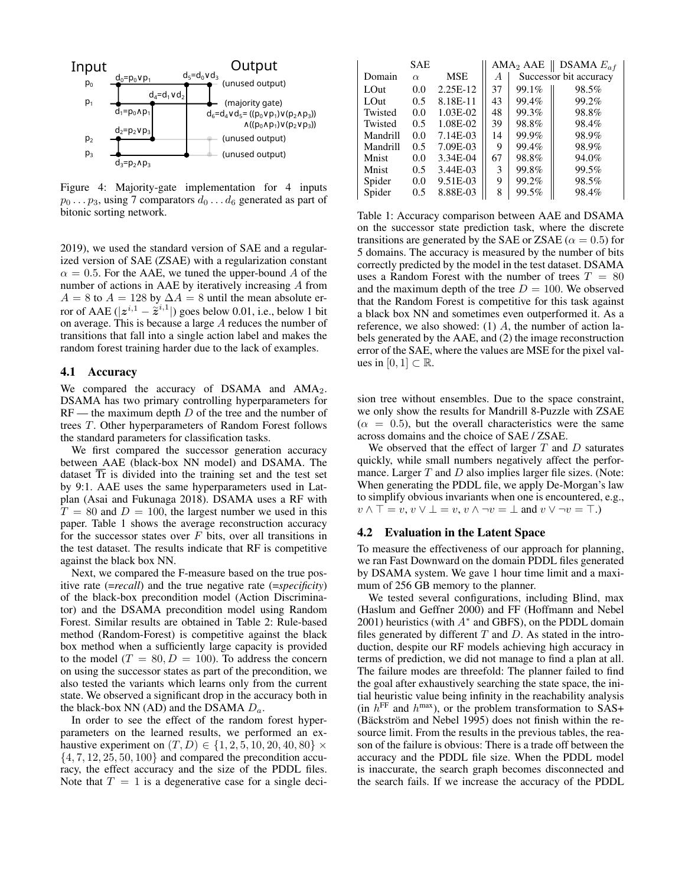Figure 4: Majority-gate implementation for 4 inputs $p_0 \dots p_3$, using 7 comparators $d_0 \dots d_6$ generated as part of bitonic sorting network.

2019), we used the standard version of SAE and a regularized version of SAE (ZSAE) with a regularization constant $\alpha = 0.5$. For the AAE, we tuned the upper-bound $A$ of the number of actions in AAE by iteratively increasing $A$ from $A = 8$ to $A = 128$ by $\Delta A = 8$ until the mean absolute error of AAE ($|z^{i,1} - \tilde{z}^{i,1}|$) goes below 0.01, i.e., below 1 bit on average. This is because a large $A$ reduces the number of transitions that fall into a single action label and makes the random forest training harder due to the lack of examples.

### 4.1 Accuracy

We compared the accuracy of DSAMA and AMA$_2$. DSAMA has two primary controlling hyperparameters for RF — the maximum depth $D$ of the tree and the number of trees $T$. Other hyperparameters of Random Forest follows the standard parameters for classification tasks.

We first compared the successor generation accuracy between AAE (black-box NN model) and DSAMA. The dataset $\overline{\text{Tr}}$ is divided into the training set and the test set by 9:1. AAE uses the same hyperparameters used in Latplan (Asai and Fukunaga 2018). DSAMA uses a RF with $T = 80$ and $D = 100$, the largest number we used in this paper. Table 1 shows the average reconstruction accuracy for the successor states over $F$ bits, over all transitions in the test dataset. The results indicate that RF is competitive against the black box NN.

Next, we compared the F-measure based on the true positive rate (=*recall*) and the true negative rate (=*specificity*) of the black-box precondition model (Action Discriminator) and the DSAMA precondition model using Random Forest. Similar results are obtained in Table 2: Rule-based method (Random-Forest) is competitive against the black box method when a sufficiently large capacity is provided to the model ($T = 80, D = 100$). To address the concern on using the successor states as part of the precondition, we also tested the variants which learns only from the current state. We observed a significant drop in the accuracy both in the black-box NN (AD) and the DSAMA $D_a$.

In order to see the effect of the random forest hyperparameters on the learned results, we performed an exhaustive experiment on $(T, D) \in \{1, 2, 5, 10, 20, 40, 80\} \times \{4, 7, 12, 25, 50, 100\}$ and compared the precondition accuracy, the effect accuracy and the size of the PDDL files. Note that $T = 1$ is a degenerative case for a single decision tree without ensembles. Due to the space constraint, we only show the results for Mandrill 8-Puzzle with ZSAE ($\alpha = 0.5$), but the overall characteristics were the same across domains and the choice of SAE / ZSAE.

We observed that the effect of larger $T$ and $D$ saturates quickly, while small numbers negatively affect the performance. Larger $T$ and $D$ also implies larger file sizes. (Note: When generating the PDDL file, we apply De-Morgan's law to simplify obvious invariants when one is encountered, e.g., $v \wedge \top = v$, $v \vee \bot = v$, $v \wedge \neg v = \bot$ and $v \vee \neg v = \top$.)

| SAE | | | AMA$_2$ AAE | | DSAMA $E_{af}$ |
|---|---|---|---|---|---|
| Domain | $\alpha$ | MSE | $A$ | Successor bit accuracy | |
| LOut | 0.0 | 2.25E-12 | 37 | 99.1% | 98.5% |
| LOut | 0.5 | 8.18E-11 | 43 | 99.4% | 99.2% |
| Twisted | 0.0 | 1.03E-02 | 48 | 99.3% | 98.8% |
| Twisted | 0.5 | 1.08E-02 | 39 | 98.8% | 98.4% |
| Mandrill | 0.0 | 7.14E-03 | 14 | 99.9% | 98.9% |
| Mandrill | 0.5 | 7.09E-03 | 9 | 99.4% | 98.9% |
| Mnist | 0.0 | 3.34E-04 | 67 | 98.8% | 94.0% |
| Mnist | 0.5 | 3.44E-03 | 3 | 99.8% | 99.5% |
| Spider | 0.0 | 9.51E-03 | 9 | 99.2% | 98.5% |
| Spider | 0.5 | 8.88E-03 | 8 | 99.5% | 98.4% |

Table 1: Accuracy comparison between AAE and DSAMA on the successor state prediction task, where the discrete transitions are generated by the SAE or ZSAE ($\alpha = 0.5$) for 5 domains. The accuracy is measured by the number of bits correctly predicted by the model in the test dataset. DSAMA uses a Random Forest with the number of trees $T = 80$ and the maximum depth of the tree $D = 100$. We observed that the Random Forest is competitive for this task against a black box NN and sometimes even outperformed it. As a reference, we also showed: (1) $A$, the number of action labels generated by the AAE, and (2) the image reconstruction error of the SAE, where the values are MSE for the pixel values in $[0, 1] \subset \mathbb{R}$.

### 4.2 Evaluation in the Latent Space

To measure the effectiveness of our approach for planning, we ran Fast Downward on the domain PDDL files generated by DSAMA system. We gave 1 hour time limit and a maximum of 256 GB memory to the planner.

We tested several configurations, including Blind, max (Haslum and Geffner 2000) and FF (Hoffmann and Nebel 2001) heuristics (with $A^*$ and GBFS), on the PDDL domain files generated by different $T$ and $D$. As stated in the introduction, despite our RF models achieving high accuracy in terms of prediction, we did not manage to find a plan at all. The failure modes are threefold: The planner failed to find the goal after exhaustively searching the state space, the initial heuristic value being infinity in the reachability analysis (in $h^{\text{FF}}$ and $h^{\max}$), or the problem transformation to SAS+ (Bäckström and Nebel 1995) does not finish within the resource limit. From the results in the previous tables, the reason of the failure is obvious: There is a trade off between the accuracy and the PDDL file size. When the PDDL model is inaccurate, the search graph becomes disconnected and the search fails. If we increase the accuracy of the PDDL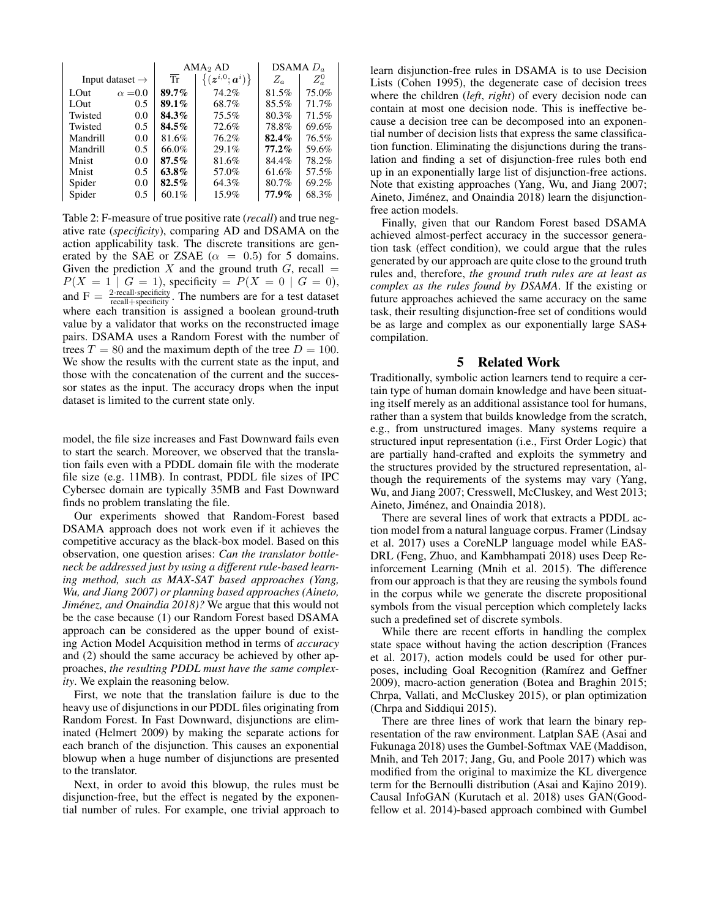| Input dataset → | | AMA$_2$ AD | | DSAMA $D_a$ | |
|---|---|---|---|---|---|
| | | $\overline{\text{Tr}}$ | $\{(z^{i,0}; a^i)\}$ | $Z_a$ | $Z_a^0$ |
| LOut | $\alpha = 0.0$ | **89.7%** | 74.2% | 81.5% | 75.0% |
| LOut | 0.5 | **89.1%** | 68.7% | 85.5% | 71.7% |
| Twisted | 0.0 | **84.3%** | 75.5% | 80.3% | 71.5% |
| Twisted | 0.5 | **84.5%** | 72.6% | 78.8% | 69.6% |
| Mandrill | 0.0 | 81.6% | 76.2% | **82.4%** | 76.5% |
| Mandrill | 0.5 | 66.0% | 29.1% | **77.2%** | 59.6% |
| Mnist | 0.0 | **87.5%** | 81.6% | 84.4% | 78.2% |
| Mnist | 0.5 | **63.8%** | 57.0% | 61.6% | 57.5% |
| Spider | 0.0 | **82.5%** | 64.3% | 80.7% | 69.2% |
| Spider | 0.5 | 60.1% | 15.9% | **77.9%** | 68.3% |

Table 2: F-measure of true positive rate (*recall*) and true negative rate (*specificity*), comparing AD and DSAMA on the action applicability task. The discrete transitions are generated by the SAE or ZSAE ($\alpha = 0.5$) for 5 domains. Given the prediction $X$ and the ground truth $G$, recall $= P(X = 1 \mid G = 1)$, specificity $= P(X = 0 \mid G = 0)$, and $\text{F} = \frac{2 \cdot \text{recall} \cdot \text{specificity}}{\text{recall} + \text{specificity}}$. The numbers are for a test dataset where each transition is assigned a boolean ground-truth value by a validator that works on the reconstructed image pairs. DSAMA uses a Random Forest with the number of trees $T = 80$ and the maximum depth of the tree $D = 100$. We show the results with the current state as the input, and those with the concatenation of the current and the successor states as the input. The accuracy drops when the input dataset is limited to the current state only.

model, the file size increases and Fast Downward fails even to start the search. Moreover, we observed that the translation fails even with a PDDL domain file with the moderate file size (e.g. 11MB). In contrast, PDDL file sizes of IPC Cybersec domain are typically 35MB and Fast Downward finds no problem translating the file.

Our experiments showed that Random-Forest based DSAMA approach does not work even if it achieves the competitive accuracy as the black-box model. Based on this observation, one question arises: *Can the translator bottleneck be addressed just by using a different rule-based learning method, such as MAX-SAT based approaches (Yang, Wu, and Jiang 2007) or planning based approaches (Aineto, Jiménez, and Onaindia 2018)?* We argue that this would not be the case because (1) our Random Forest based DSAMA approach can be considered as the upper bound of existing Action Model Acquisition method in terms of *accuracy* and (2) should the same accuracy be achieved by other approaches, *the resulting PDDL must have the same complexity*. We explain the reasoning below.

First, we note that the translation failure is due to the heavy use of disjunctions in our PDDL files originating from Random Forest. In Fast Downward, disjunctions are eliminated (Helmert 2009) by making the separate actions for each branch of the disjunction. This causes an exponential blowup when a huge number of disjunctions are presented to the translator.

Next, in order to avoid this blowup, the rules must be disjunction-free, but the effect is negated by the exponential number of rules. For example, one trivial approach to learn disjunction-free rules in DSAMA is to use Decision Lists (Cohen 1995), the degenerate case of decision trees where the children (*left*, *right*) of every decision node can contain at most one decision node. This is ineffective because a decision tree can be decomposed into an exponential number of decision lists that express the same classification function. Eliminating the disjunctions during the translation and finding a set of disjunction-free rules both end up in an exponentially large list of disjunction-free actions. Note that existing approaches (Yang, Wu, and Jiang 2007; Aineto, Jiménez, and Onaindia 2018) learn the disjunction-free action models.

Finally, given that our Random Forest based DSAMA achieved almost-perfect accuracy in the successor generation task (effect condition), we could argue that the rules generated by our approach are quite close to the ground truth rules and, therefore, *the ground truth rules are at least as complex as the rules found by DSAMA*. If the existing or future approaches achieved the same accuracy on the same task, their resulting disjunction-free set of conditions would be as large and complex as our exponentially large SAS+ compilation.

## 5 Related Work

Traditionally, symbolic action learners tend to require a certain type of human domain knowledge and have been situating itself merely as an additional assistance tool for humans, rather than a system that builds knowledge from the scratch, e.g., from unstructured images. Many systems require a structured input representation (i.e., First Order Logic) that are partially hand-crafted and exploits the symmetry and the structures provided by the structured representation, although the requirements of the systems may vary (Yang, Wu, and Jiang 2007; Cresswell, McCluskey, and West 2013; Aineto, Jiménez, and Onaindia 2018).

There are several lines of work that extracts a PDDL action model from a natural language corpus. Framer (Lindsay et al. 2017) uses a CoreNLP language model while EASDRL (Feng, Zhuo, and Kambhampati 2018) uses Deep Reinforcement Learning (Mnih et al. 2015). The difference from our approach is that they are reusing the symbols found in the corpus while we generate the discrete propositional symbols from the visual perception which completely lacks such a predefined set of discrete symbols.

While there are recent efforts in handling the complex state space without having the action description (Frances et al. 2017), action models could be used for other purposes, including Goal Recognition (Ramírez and Geffner 2009), macro-action generation (Botea and Braghin 2015; Chrpa, Vallati, and McCluskey 2015), or plan optimization (Chrpa and Siddiqui 2015).

There are three lines of work that learn the binary representation of the raw environment. Latplan SAE (Asai and Fukunaga 2018) uses the Gumbel-Softmax VAE (Maddison, Mnih, and Teh 2017; Jang, Gu, and Poole 2017) which was modified from the original to maximize the KL divergence term for the Bernoulli distribution (Asai and Kajino 2019). Causal InfoGAN (Kurutach et al. 2018) uses GAN(Goodfellow et al. 2014)-based approach combined with Gumbel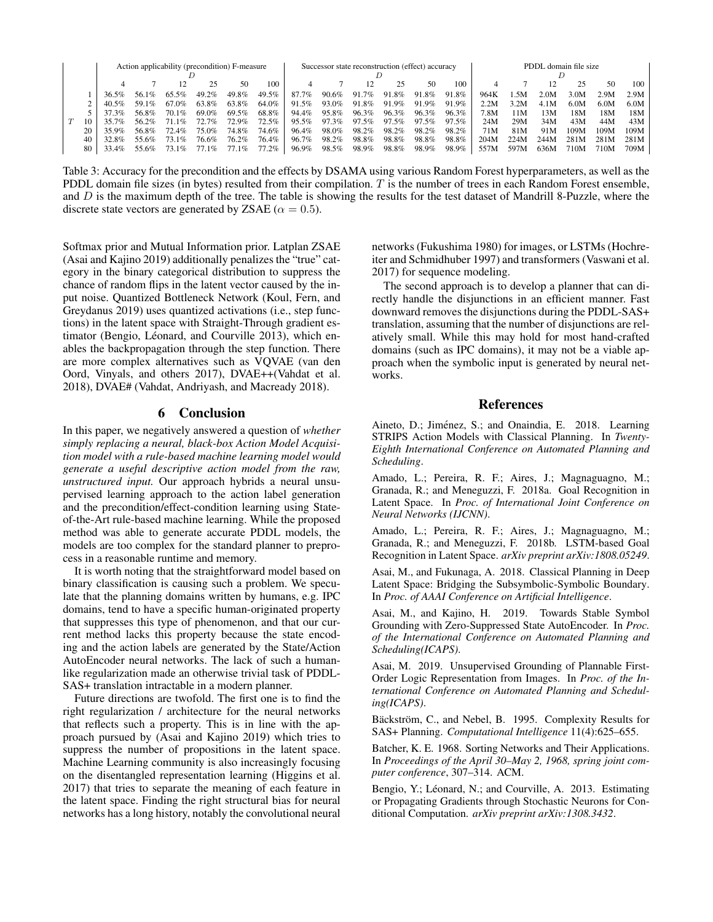| | | Action applicability (precondition) F-measure | | | | | | Successor state reconstruction (effect) accuracy | | | | | | PDDL domain file size | | | | | |
|---|---|---|---|---|---|---|---|---|---|---|---|---|---|---|---|---|---|---|---|
| | | $D$ | | | | | | $D$ | | | | | | $D$ | | | | | |
| | | 4 | 7 | 12 | 25 | 50 | 100 | 4 | 7 | 12 | 25 | 50 | 100 | 4 | 7 | 12 | 25 | 50 | 100 |
| $T$ | 1 | 36.5% | 56.1% | 65.5% | 49.2% | 49.8% | 49.5% | 87.7% | 90.6% | 91.7% | 91.8% | 91.8% | 91.8% | 964K | 1.5M | 2.0M | 3.0M | 2.9M | 2.9M |
| | 2 | 40.5% | 59.1% | 67.0% | 63.8% | 63.8% | 64.0% | 91.5% | 93.0% | 91.8% | 91.9% | 91.9% | 91.9% | 2.2M | 3.2M | 4.1M | 6.0M | 6.0M | 6.0M |
| | 5 | 37.3% | 56.8% | 70.1% | 69.0% | 69.5% | 68.8% | 94.4% | 95.8% | 96.3% | 96.3% | 96.3% | 96.3% | 7.8M | 11M | 13M | 18M | 18M | 18M |
| | 10 | 35.7% | 56.2% | 71.1% | 72.7% | 72.9% | 72.5% | 95.5% | 97.3% | 97.5% | 97.5% | 97.5% | 97.5% | 24M | 29M | 34M | 43M | 44M | 43M |
| | 20 | 35.9% | 56.8% | 72.4% | 75.0% | 74.8% | 74.6% | 96.4% | 98.0% | 98.2% | 98.2% | 98.2% | 98.2% | 71M | 81M | 91M | 109M | 109M | 109M |
| | 40 | 32.8% | 55.6% | 73.1% | 76.6% | 76.2% | 76.4% | 96.7% | 98.2% | 98.8% | 98.8% | 98.8% | 98.8% | 204M | 224M | 244M | 281M | 281M | 281M |
| | 80 | 33.4% | 55.6% | 73.1% | 77.1% | 77.1% | 77.2% | 96.9% | 98.5% | 98.9% | 98.8% | 98.9% | 98.9% | 557M | 597M | 636M | 710M | 710M | 709M |

Table 3: Accuracy for the precondition and the effects by DSAMA using various Random Forest hyperparameters, as well as the PDDL domain file sizes (in bytes) resulted from their compilation. $T$ is the number of trees in each Random Forest ensemble, and $D$ is the maximum depth of the tree. The table is showing the results for the test dataset of Mandrill 8-Puzzle, where the discrete state vectors are generated by ZSAE ($\alpha = 0.5$).

Softmax prior and Mutual Information prior. Latplan ZSAE (Asai and Kajino 2019) additionally penalizes the "true" category in the binary categorical distribution to suppress the chance of random flips in the latent vector caused by the input noise. Quantized Bottleneck Network (Koul, Fern, and Greydanus 2019) uses quantized activations (i.e., step functions) in the latent space with Straight-Through gradient estimator (Bengio, Léonard, and Courville 2013), which enables the backpropagation through the step function. There are more complex alternatives such as VQVAE (van den Oord, Vinyals, and others 2017), DVAE++(Vahdat et al. 2018), DVAE# (Vahdat, Andriyash, and Macready 2018).

## 6 Conclusion

In this paper, we negatively answered a question of *whether simply replacing a neural, black-box Action Model Acquisition model with a rule-based machine learning model would generate a useful descriptive action model from the raw, unstructured input.* Our approach hybrids a neural unsupervised learning approach to the action label generation and the precondition/effect-condition learning using State-of-the-Art rule-based machine learning. While the proposed method was able to generate accurate PDDL models, the models are too complex for the standard planner to preprocess in a reasonable runtime and memory.

It is worth noting that the straightforward model based on binary classification is causing such a problem. We speculate that the planning domains written by humans, e.g. IPC domains, tend to have a specific human-originated property that suppresses this type of phenomenon, and that our current method lacks this property because the state encoding and the action labels are generated by the State/Action AutoEncoder neural networks. The lack of such a human-like regularization made an otherwise trivial task of PDDL-SAS+ translation intractable in a modern planner.

Future directions are twofold. The first one is to find the right regularization / architecture for the neural networks that reflects such a property. This is in line with the approach pursued by (Asai and Kajino 2019) which tries to suppress the number of propositions in the latent space. Machine Learning community is also increasingly focusing on the disentangled representation learning (Higgins et al. 2017) that tries to separate the meaning of each feature in the latent space. Finding the right structural bias for neural networks has a long history, notably the convolutional neural networks (Fukushima 1980) for images, or LSTMs (Hochreiter and Schmidhuber 1997) and transformers (Vaswani et al. 2017) for sequence modeling.

The second approach is to develop a planner that can directly handle the disjunctions in an efficient manner. Fast downward removes the disjunctions during the PDDL-SAS+ translation, assuming that the number of disjunctions are relatively small. While this may hold for most hand-crafted domains (such as IPC domains), it may not be a viable approach when the symbolic input is generated by neural networks.

## References

Aineto, D.; Jiménez, S.; and Onaindia, E. 2018. Learning STRIPS Action Models with Classical Planning. In *Twenty-Eighth International Conference on Automated Planning and Scheduling*.

Amado, L.; Pereira, R. F.; Aires, J.; Magnaguagno, M.; Granada, R.; and Meneguzzi, F. 2018a. Goal Recognition in Latent Space. In *Proc. of International Joint Conference on Neural Networks (IJCNN)*.

Amado, L.; Pereira, R. F.; Aires, J.; Magnaguagno, M.; Granada, R.; and Meneguzzi, F. 2018b. LSTM-based Goal Recognition in Latent Space. *arXiv preprint arXiv:1808.05249*.

Asai, M., and Fukunaga, A. 2018. Classical Planning in Deep Latent Space: Bridging the Subsymbolic-Symbolic Boundary. In *Proc. of AAAI Conference on Artificial Intelligence*.

Asai, M., and Kajino, H. 2019. Towards Stable Symbol Grounding with Zero-Suppressed State AutoEncoder. In *Proc. of the International Conference on Automated Planning and Scheduling(ICAPS)*.

Asai, M. 2019. Unsupervised Grounding of Plannable First-Order Logic Representation from Images. In *Proc. of the International Conference on Automated Planning and Scheduling(ICAPS)*.

Bäckström, C., and Nebel, B. 1995. Complexity Results for SAS+ Planning. *Computational Intelligence* 11(4):625–655.

Batcher, K. E. 1968. Sorting Networks and Their Applications. In *Proceedings of the April 30–May 2, 1968, spring joint computer conference*, 307–314. ACM.

Bengio, Y.; Léonard, N.; and Courville, A. 2013. Estimating or Propagating Gradients through Stochastic Neurons for Conditional Computation. *arXiv preprint arXiv:1308.3432*.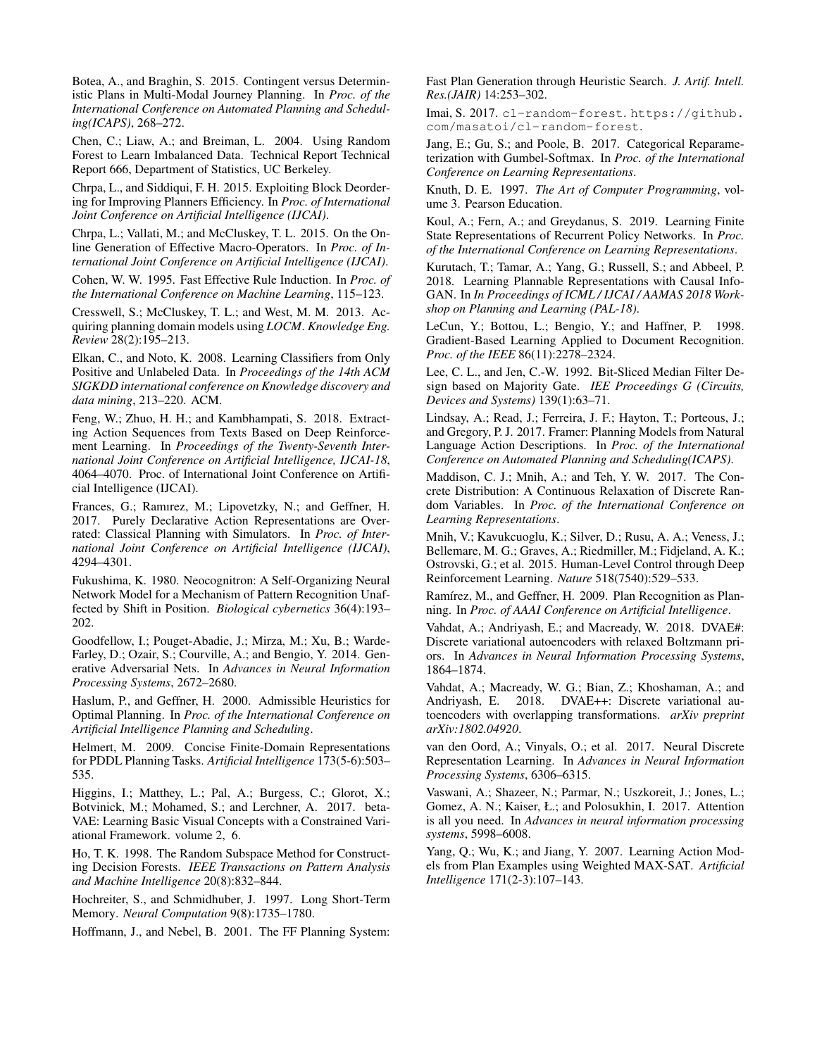Botea, A., and Braghin, S. 2015. Contingent versus Deterministic Plans in Multi-Modal Journey Planning. In *Proc. of the International Conference on Automated Planning and Scheduling(ICAPS)*, 268–272.

Chen, C.; Liaw, A.; and Breiman, L. 2004. Using Random Forest to Learn Imbalanced Data. Technical Report Technical Report 666, Department of Statistics, UC Berkeley.

Chrpa, L., and Siddiqui, F. H. 2015. Exploiting Block Deordering for Improving Planners Efficiency. In *Proc. of International Joint Conference on Artificial Intelligence (IJCAI)*.

Chrpa, L.; Vallati, M.; and McCluskey, T. L. 2015. On the Online Generation of Effective Macro-Operators. In *Proc. of International Joint Conference on Artificial Intelligence (IJCAI)*.

Cohen, W. W. 1995. Fast Effective Rule Induction. In *Proc. of the International Conference on Machine Learning*, 115–123.

Cresswell, S.; McCluskey, T. L.; and West, M. M. 2013. Acquiring planning domain models using *LOCM*. *Knowledge Eng. Review* 28(2):195–213.

Elkan, C., and Noto, K. 2008. Learning Classifiers from Only Positive and Unlabeled Data. In *Proceedings of the 14th ACM SIGKDD international conference on Knowledge discovery and data mining*, 213–220. ACM.

Feng, W.; Zhuo, H. H.; and Kambhampati, S. 2018. Extracting Action Sequences from Texts Based on Deep Reinforcement Learning. In *Proceedings of the Twenty-Seventh International Joint Conference on Artificial Intelligence, IJCAI-18*, 4064–4070. Proc. of International Joint Conference on Artificial Intelligence (IJCAI).

Frances, G.; Ramırez, M.; Lipovetzky, N.; and Geffner, H. 2017. Purely Declarative Action Representations are Overrated: Classical Planning with Simulators. In *Proc. of International Joint Conference on Artificial Intelligence (IJCAI)*, 4294–4301.

Fukushima, K. 1980. Neocognitron: A Self-Organizing Neural Network Model for a Mechanism of Pattern Recognition Unaffected by Shift in Position. *Biological cybernetics* 36(4):193–202.

Goodfellow, I.; Pouget-Abadie, J.; Mirza, M.; Xu, B.; Warde-Farley, D.; Ozair, S.; Courville, A.; and Bengio, Y. 2014. Generative Adversarial Nets. In *Advances in Neural Information Processing Systems*, 2672–2680.

Haslum, P., and Geffner, H. 2000. Admissible Heuristics for Optimal Planning. In *Proc. of the International Conference on Artificial Intelligence Planning and Scheduling*.

Helmert, M. 2009. Concise Finite-Domain Representations for PDDL Planning Tasks. *Artificial Intelligence* 173(5-6):503–535.

Higgins, I.; Matthey, L.; Pal, A.; Burgess, C.; Glorot, X.; Botvinick, M.; Mohamed, S.; and Lerchner, A. 2017. beta-VAE: Learning Basic Visual Concepts with a Constrained Variational Framework. volume 2, 6.

Ho, T. K. 1998. The Random Subspace Method for Constructing Decision Forests. *IEEE Transactions on Pattern Analysis and Machine Intelligence* 20(8):832–844.

Hochreiter, S., and Schmidhuber, J. 1997. Long Short-Term Memory. *Neural Computation* 9(8):1735–1780.

Hoffmann, J., and Nebel, B. 2001. The FF Planning System: Fast Plan Generation through Heuristic Search. *J. Artif. Intell. Res.(JAIR)* 14:253–302.

Imai, S. 2017. `cl-random-forest`. `https://github.com/masatoi/cl-random-forest`.

Jang, E.; Gu, S.; and Poole, B. 2017. Categorical Reparameterization with Gumbel-Softmax. In *Proc. of the International Conference on Learning Representations*.

Knuth, D. E. 1997. *The Art of Computer Programming*, volume 3. Pearson Education.

Koul, A.; Fern, A.; and Greydanus, S. 2019. Learning Finite State Representations of Recurrent Policy Networks. In *Proc. of the International Conference on Learning Representations*.

Kurutach, T.; Tamar, A.; Yang, G.; Russell, S.; and Abbeel, P. 2018. Learning Plannable Representations with Causal InfoGAN. In *In Proceedings of ICML / IJCAI / AAMAS 2018 Workshop on Planning and Learning (PAL-18)*.

LeCun, Y.; Bottou, L.; Bengio, Y.; and Haffner, P. 1998. Gradient-Based Learning Applied to Document Recognition. *Proc. of the IEEE* 86(11):2278–2324.

Lee, C. L., and Jen, C.-W. 1992. Bit-Sliced Median Filter Design based on Majority Gate. *IEE Proceedings G (Circuits, Devices and Systems)* 139(1):63–71.

Lindsay, A.; Read, J.; Ferreira, J. F.; Hayton, T.; Porteous, J.; and Gregory, P. J. 2017. Framer: Planning Models from Natural Language Action Descriptions. In *Proc. of the International Conference on Automated Planning and Scheduling(ICAPS)*.

Maddison, C. J.; Mnih, A.; and Teh, Y. W. 2017. The Concrete Distribution: A Continuous Relaxation of Discrete Random Variables. In *Proc. of the International Conference on Learning Representations*.

Mnih, V.; Kavukcuoglu, K.; Silver, D.; Rusu, A. A.; Veness, J.; Bellemare, M. G.; Graves, A.; Riedmiller, M.; Fidjeland, A. K.; Ostrovski, G.; et al. 2015. Human-Level Control through Deep Reinforcement Learning. *Nature* 518(7540):529–533.

Ramírez, M., and Geffner, H. 2009. Plan Recognition as Planning. In *Proc. of AAAI Conference on Artificial Intelligence*.

Vahdat, A.; Andriyash, E.; and Macready, W. 2018. DVAE#: Discrete variational autoencoders with relaxed Boltzmann priors. In *Advances in Neural Information Processing Systems*, 1864–1874.

Vahdat, A.; Macready, W. G.; Bian, Z.; Khoshaman, A.; and Andriyash, E. 2018. DVAE++: Discrete variational autoencoders with overlapping transformations. *arXiv preprint arXiv:1802.04920*.

van den Oord, A.; Vinyals, O.; et al. 2017. Neural Discrete Representation Learning. In *Advances in Neural Information Processing Systems*, 6306–6315.

Vaswani, A.; Shazeer, N.; Parmar, N.; Uszkoreit, J.; Jones, L.; Gomez, A. N.; Kaiser, Ł.; and Polosukhin, I. 2017. Attention is all you need. In *Advances in neural information processing systems*, 5998–6008.

Yang, Q.; Wu, K.; and Jiang, Y. 2007. Learning Action Models from Plan Examples using Weighted MAX-SAT. *Artificial Intelligence* 171(2-3):107–143.